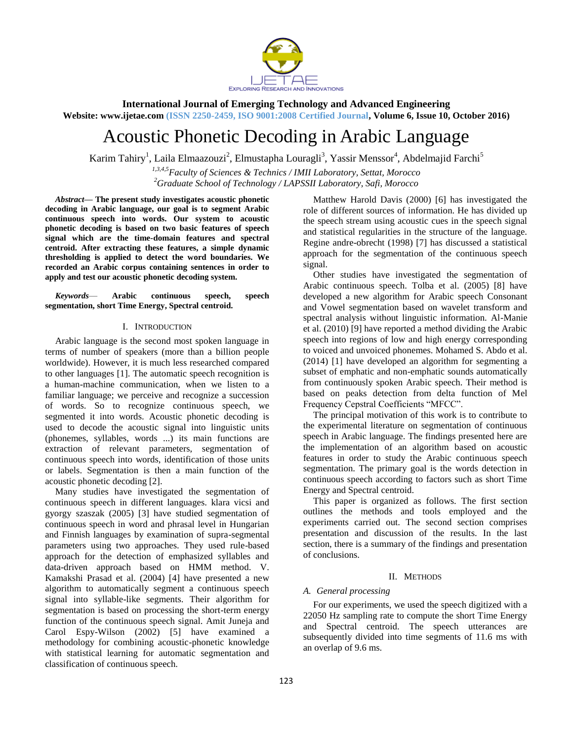# Acoustic Phonetic Decoding in Arabic Language

Karim Tahiry[1], Laila Elmaazouzi[2], Elmustapha Louragli[3], Yassir Menssor[4], Abdelmajid Farchi[5]

[1,3,4,5]*Faculty of Sciences & Technics / IMII Laboratory, Settat, Morocco*
[2]*Graduate School of Technology / LAPSSII Laboratory, Safi, Morocco*

***Abstract*— The present study investigates acoustic phonetic decoding in Arabic language, our goal is to segment Arabic continuous speech into words. Our system to acoustic phonetic decoding is based on two basic features of speech signal which are the time-domain features and spectral centroid. After extracting these features, a simple dynamic thresholding is applied to detect the word boundaries. We recorded an Arabic corpus containing sentences in order to apply and test our acoustic phonetic decoding system.**

***Keywords*— Arabic continuous speech, speech segmentation, short Time Energy, Spectral centroid.**

## I. Introduction

Arabic language is the second most spoken language in terms of number of speakers (more than a billion people worldwide). However, it is much less researched compared to other languages [1]. The automatic speech recognition is a human-machine communication, when we listen to a familiar language; we perceive and recognize a succession of words. So to recognize continuous speech, we segmented it into words. Acoustic phonetic decoding is used to decode the acoustic signal into linguistic units (phonemes, syllables, words ...) its main functions are extraction of relevant parameters, segmentation of continuous speech into words, identification of those units or labels. Segmentation is then a main function of the acoustic phonetic decoding [2].

Many studies have investigated the segmentation of continuous speech in different languages. klara vicsi and gyorgy szaszak (2005) [3] have studied segmentation of continuous speech in word and phrasal level in Hungarian and Finnish languages by examination of supra-segmental parameters using two approaches. They used rule-based approach for the detection of emphasized syllables and data-driven approach based on HMM method. V. Kamakshi Prasad et al. (2004) [4] have presented a new algorithm to automatically segment a continuous speech signal into syllable-like segments. Their algorithm for segmentation is based on processing the short-term energy function of the continuous speech signal. Amit Juneja and Carol Espy-Wilson (2002) [5] have examined a methodology for combining acoustic-phonetic knowledge with statistical learning for automatic segmentation and classification of continuous speech.

Matthew Harold Davis (2000) [6] has investigated the role of different sources of information. He has divided up the speech stream using acoustic cues in the speech signal and statistical regularities in the structure of the language. Regine andre-obrecht (1998) [7] has discussed a statistical approach for the segmentation of the continuous speech signal.

Other studies have investigated the segmentation of Arabic continuous speech. Tolba et al. (2005) [8] have developed a new algorithm for Arabic speech Consonant and Vowel segmentation based on wavelet transform and spectral analysis without linguistic information. Al-Manie et al. (2010) [9] have reported a method dividing the Arabic speech into regions of low and high energy corresponding to voiced and unvoiced phonemes. Mohamed S. Abdo et al. (2014) [1] have developed an algorithm for segmenting a subset of emphatic and non-emphatic sounds automatically from continuously spoken Arabic speech. Their method is based on peaks detection from delta function of Mel Frequency Cepstral Coefficients "MFCC".

The principal motivation of this work is to contribute to the experimental literature on segmentation of continuous speech in Arabic language. The findings presented here are the implementation of an algorithm based on acoustic features in order to study the Arabic continuous speech segmentation. The primary goal is the words detection in continuous speech according to factors such as short Time Energy and Spectral centroid.

This paper is organized as follows. The first section outlines the methods and tools employed and the experiments carried out. The second section comprises presentation and discussion of the results. In the last section, there is a summary of the findings and presentation of conclusions.

## II. Methods

### *A. General processing*

For our experiments, we used the speech digitized with a 22050 Hz sampling rate to compute the short Time Energy and Spectral centroid. The speech utterances are subsequently divided into time segments of 11.6 ms with an overlap of 9.6 ms.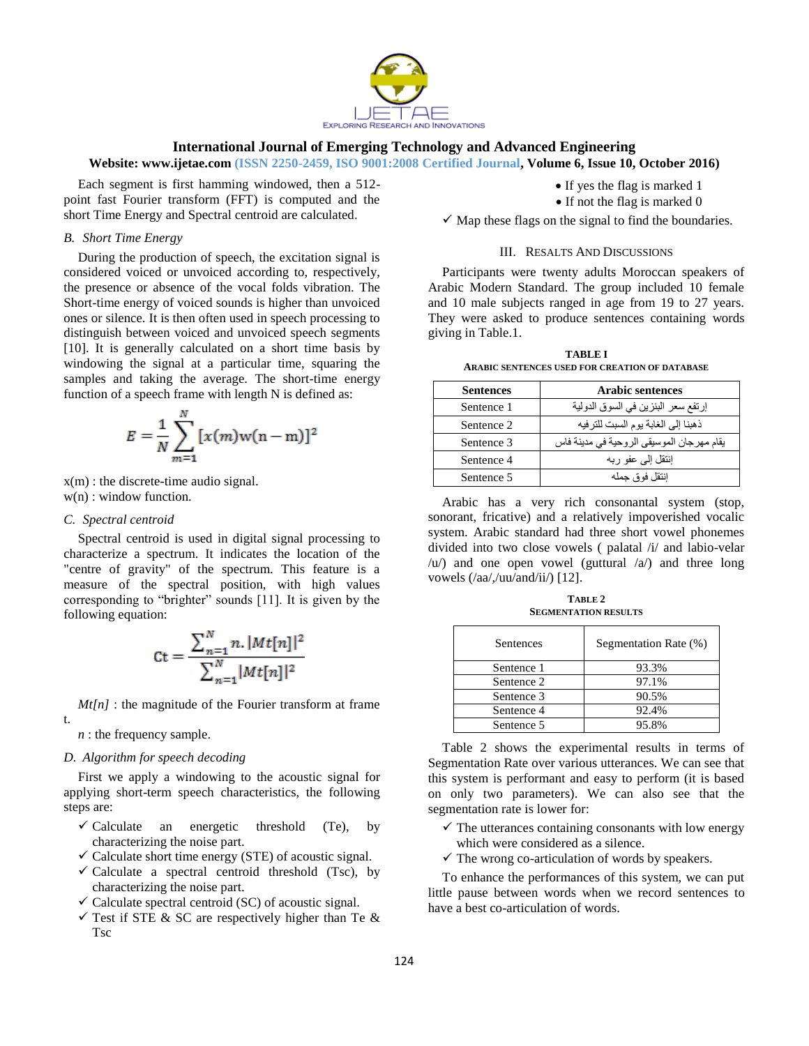Each segment is first hamming windowed, then a 512-point fast Fourier transform (FFT) is computed and the short Time Energy and Spectral centroid are calculated.

### *B. Short Time Energy*

During the production of speech, the excitation signal is considered voiced or unvoiced according to, respectively, the presence or absence of the vocal folds vibration. The Short-time energy of voiced sounds is higher than unvoiced ones or silence. It is then often used in speech processing to distinguish between voiced and unvoiced speech segments [10]. It is generally calculated on a short time basis by windowing the signal at a particular time, squaring the samples and taking the average. The short-time energy function of a speech frame with length N is defined as:

$$E = \frac{1}{N}\sum_{m=1}^{N}[x(m)\mathrm{w}(\mathrm{n}-\mathrm{m})]^2$$

x(m) : the discrete-time audio signal.
w(n) : window function.

### *C. Spectral centroid*

Spectral centroid is used in digital signal processing to characterize a spectrum. It indicates the location of the "centre of gravity" of the spectrum. This feature is a measure of the spectral position, with high values corresponding to "brighter" sounds [11]. It is given by the following equation:

$$\mathrm{Ct} = \frac{\sum_{n=1}^{N} n.|Mt[n]|^2}{\sum_{n=1}^{N}|Mt[n]|^2}$$

*Mt[n]* : the magnitude of the Fourier transform at frame t.

*n* : the frequency sample.

### *D. Algorithm for speech decoding*

First we apply a windowing to the acoustic signal for applying short-term speech characteristics, the following steps are:

- ✓ Calculate an energetic threshold (Te), by characterizing the noise part.
- ✓ Calculate short time energy (STE) of acoustic signal.
- ✓ Calculate a spectral centroid threshold (Tsc), by characterizing the noise part.
- ✓ Calculate spectral centroid (SC) of acoustic signal.
- ✓ Test if STE & SC are respectively higher than Te & Tsc
  - If yes the flag is marked 1
  - If not the flag is marked 0
- ✓ Map these flags on the signal to find the boundaries.

## III. Resalts And Discussions

Participants were twenty adults Moroccan speakers of Arabic Modern Standard. The group included 10 female and 10 male subjects ranged in age from 19 to 27 years. They were asked to produce sentences containing words giving in Table.1.

**TABLE I**
**Arabic Sentences Used For Creation Of Database**

| Sentences | Arabic sentences |
|---|---|
| Sentence 1 | إرتفع سعر البنزين في السوق الدولية |
| Sentence 2 | ذهبنا إلى الغابة يوم السبت للترفيه |
| Sentence 3 | يقام مهرجان الموسيقى الروحية في مدينة فاس |
| Sentence 4 | إنتقل إلى عفو ربه |
| Sentence 5 | إنتقل فوق جمله |

Arabic has a very rich consonantal system (stop, sonorant, fricative) and a relatively impoverished vocalic system. Arabic standard had three short vowel phonemes divided into two close vowels ( palatal /i/ and labio-velar /u/) and one open vowel (guttural /a/) and three long vowels (/aa/,/uu/and/ii/) [12].

**Table 2**
**Segmentation Results**

| Sentences | Segmentation Rate (%) |
|---|---|
| Sentence 1 | 93.3% |
| Sentence 2 | 97.1% |
| Sentence 3 | 90.5% |
| Sentence 4 | 92.4% |
| Sentence 5 | 95.8% |

Table 2 shows the experimental results in terms of Segmentation Rate over various utterances. We can see that this system is performant and easy to perform (it is based on only two parameters). We can also see that the segmentation rate is lower for:

- ✓ The utterances containing consonants with low energy which were considered as a silence.
- ✓ The wrong co-articulation of words by speakers.

To enhance the performances of this system, we can put little pause between words when we record sentences to have a best co-articulation of words.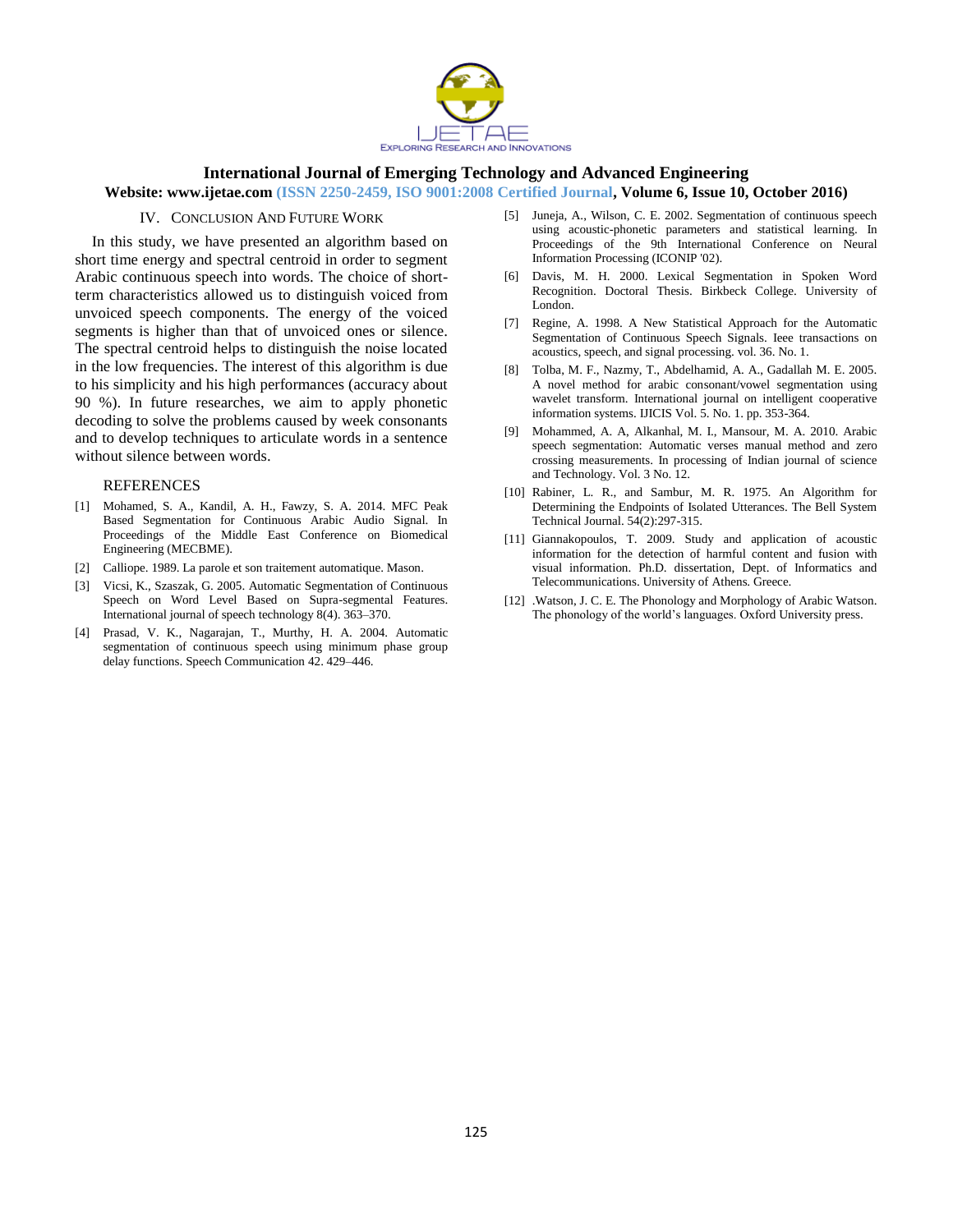## IV. Conclusion And Future Work

In this study, we have presented an algorithm based on short time energy and spectral centroid in order to segment Arabic continuous speech into words. The choice of short-term characteristics allowed us to distinguish voiced from unvoiced speech components. The energy of the voiced segments is higher than that of unvoiced ones or silence. The spectral centroid helps to distinguish the noise located in the low frequencies. The interest of this algorithm is due to his simplicity and his high performances (accuracy about 90 %). In future researches, we aim to apply phonetic decoding to solve the problems caused by week consonants and to develop techniques to articulate words in a sentence without silence between words.

## REFERENCES

[1] Mohamed, S. A., Kandil, A. H., Fawzy, S. A. 2014. MFC Peak Based Segmentation for Continuous Arabic Audio Signal. In Proceedings of the Middle East Conference on Biomedical Engineering (MECBME).

[2] Calliope. 1989. La parole et son traitement automatique. Mason.

[3] Vicsi, K., Szaszak, G. 2005. Automatic Segmentation of Continuous Speech on Word Level Based on Supra-segmental Features. International journal of speech technology 8(4). 363–370.

[4] Prasad, V. K., Nagarajan, T., Murthy, H. A. 2004. Automatic segmentation of continuous speech using minimum phase group delay functions. Speech Communication 42. 429–446.

[5] Juneja, A., Wilson, C. E. 2002. Segmentation of continuous speech using acoustic-phonetic parameters and statistical learning. In Proceedings of the 9th International Conference on Neural Information Processing (ICONIP '02).

[6] Davis, M. H. 2000. Lexical Segmentation in Spoken Word Recognition. Doctoral Thesis. Birkbeck College. University of London.

[7] Regine, A. 1998. A New Statistical Approach for the Automatic Segmentation of Continuous Speech Signals. Ieee transactions on acoustics, speech, and signal processing. vol. 36. No. 1.

[8] Tolba, M. F., Nazmy, T., Abdelhamid, A. A., Gadallah M. E. 2005. A novel method for arabic consonant/vowel segmentation using wavelet transform. International journal on intelligent cooperative information systems. IJICIS Vol. 5. No. 1. pp. 353-364.

[9] Mohammed, A. A, Alkanhal, M. I., Mansour, M. A. 2010. Arabic speech segmentation: Automatic verses manual method and zero crossing measurements. In processing of Indian journal of science and Technology. Vol. 3 No. 12.

[10] Rabiner, L. R., and Sambur, M. R. 1975. An Algorithm for Determining the Endpoints of Isolated Utterances. The Bell System Technical Journal. 54(2):297-315.

[11] Giannakopoulos, T. 2009. Study and application of acoustic information for the detection of harmful content and fusion with visual information. Ph.D. dissertation, Dept. of Informatics and Telecommunications. University of Athens. Greece.

[12] .Watson, J. C. E. The Phonology and Morphology of Arabic Watson. The phonology of the world's languages. Oxford University press.